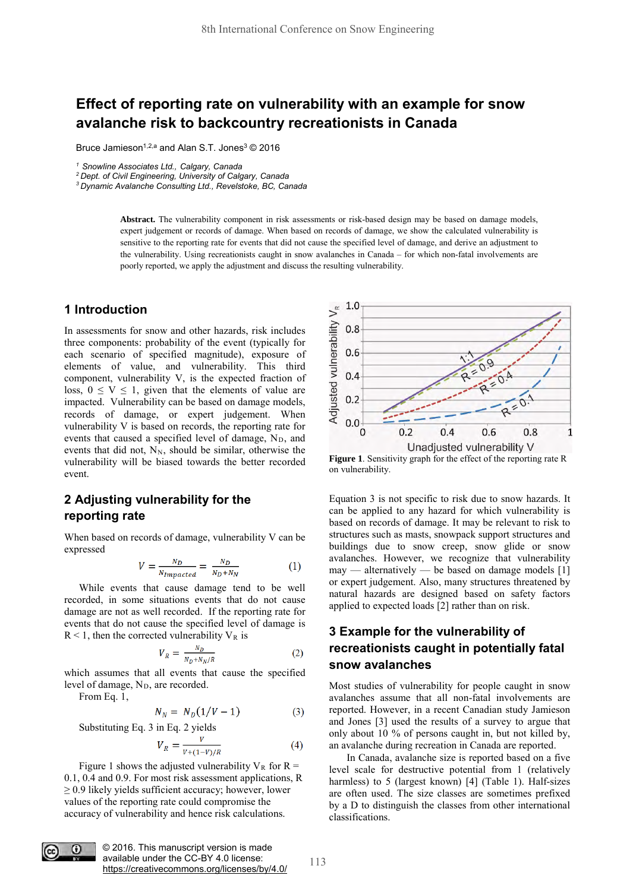# Effect of reporting rate on vulnerability with an example for snow avalanche risk to backcountry recreationists in Canada

Bruce Jamieson[1,2,a] and Alan S.T. Jones[3] © 2016

[1] Snowline Associates Ltd., Calgary, Canada
[2] Dept. of Civil Engineering, University of Calgary, Canada
[3] Dynamic Avalanche Consulting Ltd., Revelstoke, BC, Canada

**Abstract.** The vulnerability component in risk assessments or risk-based design may be based on damage models, expert judgement or records of damage. When based on records of damage, we show the calculated vulnerability is sensitive to the reporting rate for events that did not cause the specified level of damage, and derive an adjustment to the vulnerability. Using recreationists caught in snow avalanches in Canada – for which non-fatal involvements are poorly reported, we apply the adjustment and discuss the resulting vulnerability.

## 1 Introduction

In assessments for snow and other hazards, risk includes three components: probability of the event (typically for each scenario of specified magnitude), exposure of elements of value, and vulnerability. This third component, vulnerability V, is the expected fraction of loss, $0 \leq V \leq 1$, given that the elements of value are impacted. Vulnerability can be based on damage models, records of damage, or expert judgement. When vulnerability V is based on records, the reporting rate for events that caused a specified level of damage, $N_D$, and events that did not, $N_N$, should be similar, otherwise the vulnerability will be biased towards the better recorded event.

## 2 Adjusting vulnerability for the reporting rate

When based on records of damage, vulnerability V can be expressed

$$V = \frac{N_D}{N_{Impacted}} = \frac{N_D}{N_D + N_N} \quad (1)$$

While events that cause damage tend to be well recorded, in some situations events that do not cause damage are not as well recorded. If the reporting rate for events that do not cause the specified level of damage is $R < 1$, then the corrected vulnerability $V_R$ is

$$V_R = \frac{N_D}{N_D + N_N/R} \quad (2)$$

which assumes that all events that cause the specified level of damage, $N_D$, are recorded.

From Eq. 1,

$$N_N = N_D(1/V - 1) \quad (3)$$

Substituting Eq. 3 in Eq. 2 yields

$$V_R = \frac{V}{V + (1-V)/R} \quad (4)$$

Figure 1 shows the adjusted vulnerability $V_R$ for R = 0.1, 0.4 and 0.9. For most risk assessment applications, $R \geq 0.9$ likely yields sufficient accuracy; however, lower values of the reporting rate could compromise the accuracy of vulnerability and hence risk calculations.

**Figure 1**. Sensitivity graph for the effect of the reporting rate R on vulnerability.

Equation 3 is not specific to risk due to snow hazards. It can be applied to any hazard for which vulnerability is based on records of damage. It may be relevant to risk to structures such as masts, snowpack support structures and buildings due to snow creep, snow glide or snow avalanches. However, we recognize that vulnerability may — alternatively — be based on damage models [1] or expert judgement. Also, many structures threatened by natural hazards are designed based on safety factors applied to expected loads [2] rather than on risk.

## 3 Example for the vulnerability of recreationists caught in potentially fatal snow avalanches

Most studies of vulnerability for people caught in snow avalanches assume that all non-fatal involvements are reported. However, in a recent Canadian study Jamieson and Jones [3] used the results of a survey to argue that only about 10 % of persons caught in, but not killed by, an avalanche during recreation in Canada are reported.

In Canada, avalanche size is reported based on a five level scale for destructive potential from 1 (relatively harmless) to 5 (largest known) [4] (Table 1). Half-sizes are often used. The size classes are sometimes prefixed by a D to distinguish the classes from other international classifications.

© 2016. This manuscript version is made available under the CC-BY 4.0 license: https://creativecommons.org/licenses/by/4.0/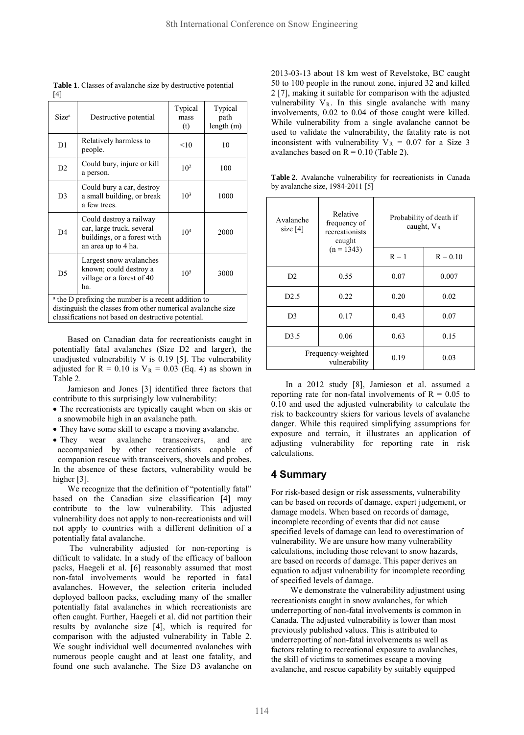**Table 1**. Classes of avalanche size by destructive potential [4]

| Size[a] | Destructive potential | Typical mass (t) | Typical path length (m) |
|---|---|---|---|
| D1 | Relatively harmless to people. | <10 | 10 |
| D2 | Could bury, injure or kill a person. | $10^2$ | 100 |
| D3 | Could bury a car, destroy a small building, or break a few trees. | $10^3$ | 1000 |
| D4 | Could destroy a railway car, large truck, several buildings, or a forest with an area up to 4 ha. | $10^4$ | 2000 |
| D5 | Largest snow avalanches known; could destroy a village or a forest of 40 ha. | $10^5$ | 3000 |

[a] the D prefixing the number is a recent addition to distinguish the classes from other numerical avalanche size classifications not based on destructive potential.

Based on Canadian data for recreationists caught in potentially fatal avalanches (Size D2 and larger), the unadjusted vulnerability V is 0.19 [5]. The vulnerability adjusted for R = 0.10 is $V_R$ = 0.03 (Eq. 4) as shown in Table 2.

Jamieson and Jones [3] identified three factors that contribute to this surprisingly low vulnerability:

- The recreationists are typically caught when on skis or a snowmobile high in an avalanche path.
- They have some skill to escape a moving avalanche.
- They wear avalanche transceivers, and are accompanied by other recreationists capable of companion rescue with transceivers, shovels and probes.

In the absence of these factors, vulnerability would be higher [3].

We recognize that the definition of "potentially fatal" based on the Canadian size classification [4] may contribute to the low vulnerability. This adjusted vulnerability does not apply to non-recreationists and will not apply to countries with a different definition of a potentially fatal avalanche.

The vulnerability adjusted for non-reporting is difficult to validate. In a study of the efficacy of balloon packs, Haegeli et al. [6] reasonably assumed that most non-fatal involvements would be reported in fatal avalanches. However, the selection criteria included deployed balloon packs, excluding many of the smaller potentially fatal avalanches in which recreationists are often caught. Further, Haegeli et al. did not partition their results by avalanche size [4], which is required for comparison with the adjusted vulnerability in Table 2. We sought individual well documented avalanches with numerous people caught and at least one fatality, and found one such avalanche. The Size D3 avalanche on 2013-03-13 about 18 km west of Revelstoke, BC caught 50 to 100 people in the runout zone, injured 32 and killed 2 [7], making it suitable for comparison with the adjusted vulnerability $V_R$. In this single avalanche with many involvements, 0.02 to 0.04 of those caught were killed. While vulnerability from a single avalanche cannot be used to validate the vulnerability, the fatality rate is not inconsistent with vulnerability $V_R$ = 0.07 for a Size 3 avalanches based on R = 0.10 (Table 2).

**Table 2**. Avalanche vulnerability for recreationists in Canada by avalanche size, 1984-2011 [5]

| Avalanche size [4] | Relative frequency of recreationists caught (n = 1343) | Probability of death if caught, $V_R$ | |
|---|---|---|---|
| | | R = 1 | R = 0.10 |
| D2 | 0.55 | 0.07 | 0.007 |
| D2.5 | 0.22 | 0.20 | 0.02 |
| D3 | 0.17 | 0.43 | 0.07 |
| D3.5 | 0.06 | 0.63 | 0.15 |
| Frequency-weighted vulnerability | | 0.19 | 0.03 |

In a 2012 study [8], Jamieson et al. assumed a reporting rate for non-fatal involvements of R = 0.05 to 0.10 and used the adjusted vulnerability to calculate the risk to backcountry skiers for various levels of avalanche danger. While this required simplifying assumptions for exposure and terrain, it illustrates an application of adjusting vulnerability for reporting rate in risk calculations.

## 4 Summary

For risk-based design or risk assessments, vulnerability can be based on records of damage, expert judgement, or damage models. When based on records of damage, incomplete recording of events that did not cause specified levels of damage can lead to overestimation of vulnerability. We are unsure how many vulnerability calculations, including those relevant to snow hazards, are based on records of damage. This paper derives an equation to adjust vulnerability for incomplete recording of specified levels of damage.

We demonstrate the vulnerability adjustment using recreationists caught in snow avalanches, for which underreporting of non-fatal involvements is common in Canada. The adjusted vulnerability is lower than most previously published values. This is attributed to underreporting of non-fatal involvements as well as factors relating to recreational exposure to avalanches, the skill of victims to sometimes escape a moving avalanche, and rescue capability by suitably equipped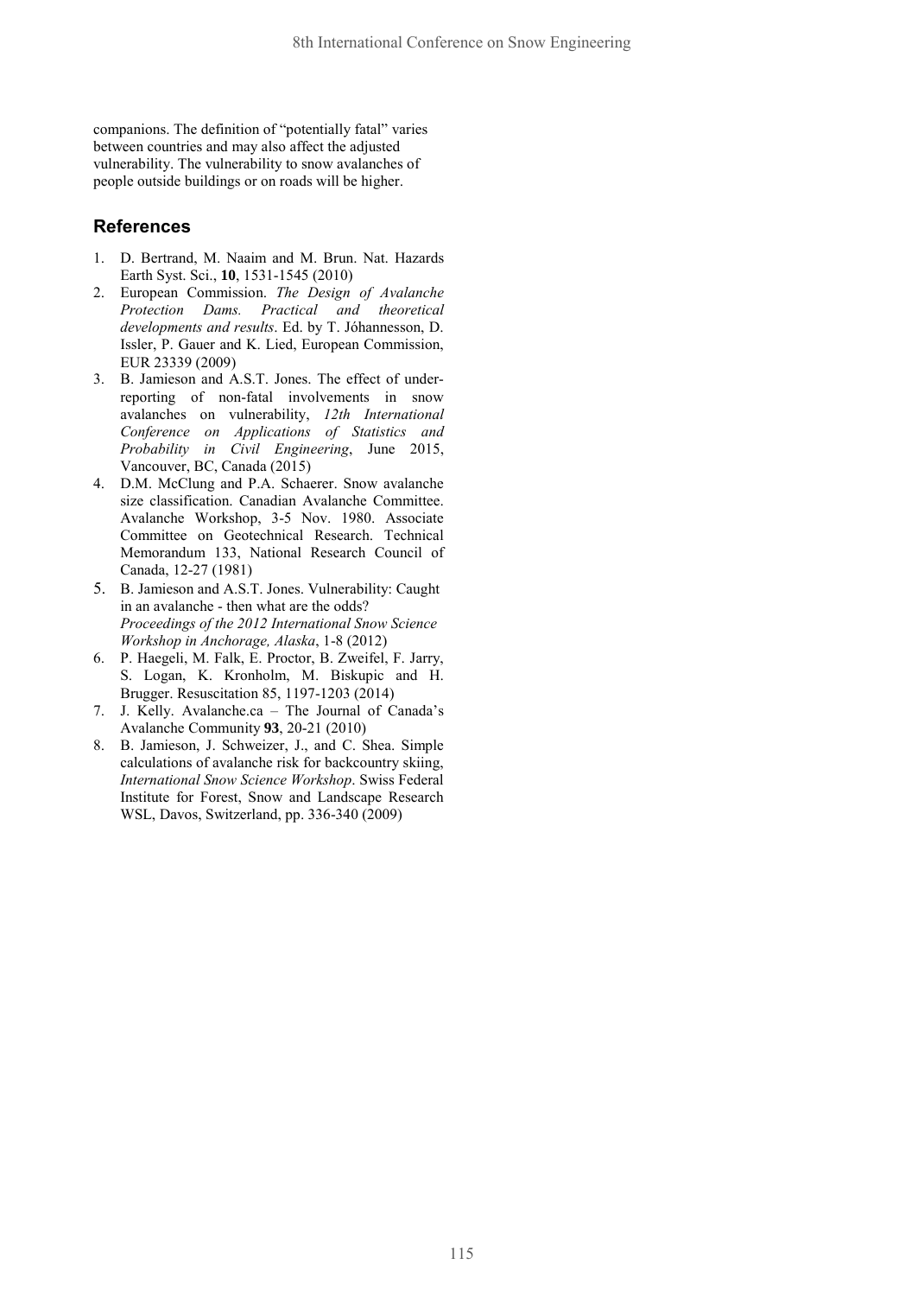companions. The definition of "potentially fatal" varies between countries and may also affect the adjusted vulnerability. The vulnerability to snow avalanches of people outside buildings or on roads will be higher.

## References

1. D. Bertrand, M. Naaim and M. Brun. Nat. Hazards Earth Syst. Sci., **10**, 1531-1545 (2010)
2. European Commission. *The Design of Avalanche Protection Dams. Practical and theoretical developments and results*. Ed. by T. Jóhannesson, D. Issler, P. Gauer and K. Lied, European Commission, EUR 23339 (2009)
3. B. Jamieson and A.S.T. Jones. The effect of under-reporting of non-fatal involvements in snow avalanches on vulnerability, *12th International Conference on Applications of Statistics and Probability in Civil Engineering*, June 2015, Vancouver, BC, Canada (2015)
4. D.M. McClung and P.A. Schaerer. Snow avalanche size classification. Canadian Avalanche Committee. Avalanche Workshop, 3-5 Nov. 1980. Associate Committee on Geotechnical Research. Technical Memorandum 133, National Research Council of Canada, 12-27 (1981)
5. B. Jamieson and A.S.T. Jones. Vulnerability: Caught in an avalanche - then what are the odds? *Proceedings of the 2012 International Snow Science Workshop in Anchorage, Alaska*, 1-8 (2012)
6. P. Haegeli, M. Falk, E. Proctor, B. Zweifel, F. Jarry, S. Logan, K. Kronholm, M. Biskupic and H. Brugger. Resuscitation 85, 1197-1203 (2014)
7. J. Kelly. Avalanche.ca – The Journal of Canada's Avalanche Community **93**, 20-21 (2010)
8. B. Jamieson, J. Schweizer, J., and C. Shea. Simple calculations of avalanche risk for backcountry skiing, *International Snow Science Workshop*. Swiss Federal Institute for Forest, Snow and Landscape Research WSL, Davos, Switzerland, pp. 336-340 (2009)